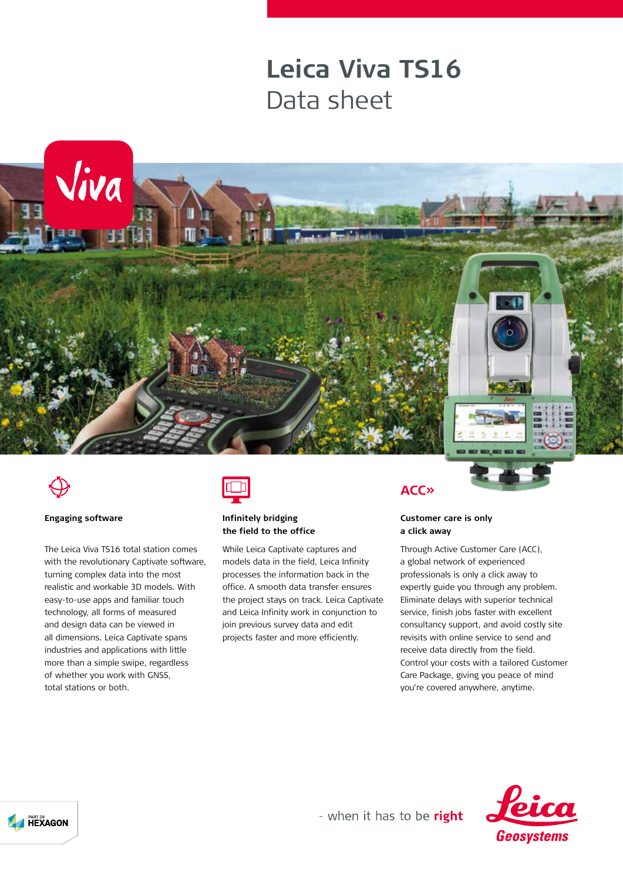# Leica Viva TS16
## Data sheet

### Engaging software

The Leica Viva TS16 total station comes with the revolutionary Captivate software, turning complex data into the most realistic and workable 3D models. With easy-to-use apps and familiar touch technology, all forms of measured and design data can be viewed in all dimensions. Leica Captivate spans industries and applications with little more than a simple swipe, regardless of whether you work with GNSS, total stations or both.

### Infinitely bridging the field to the office

While Leica Captivate captures and models data in the field, Leica Infinity processes the information back in the office. A smooth data transfer ensures the project stays on track. Leica Captivate and Leica Infinity work in conjunction to join previous survey data and edit projects faster and more efficiently.

### Customer care is only a click away

Through Active Customer Care (ACC), a global network of experienced professionals is only a click away to expertly guide you through any problem. Eliminate delays with superior technical service, finish jobs faster with excellent consultancy support, and avoid costly site revisits with online service to send and receive data directly from the field. Control your costs with a tailored Customer Care Package, giving you peace of mind you're covered anywhere, anytime.

- when it has to be **right**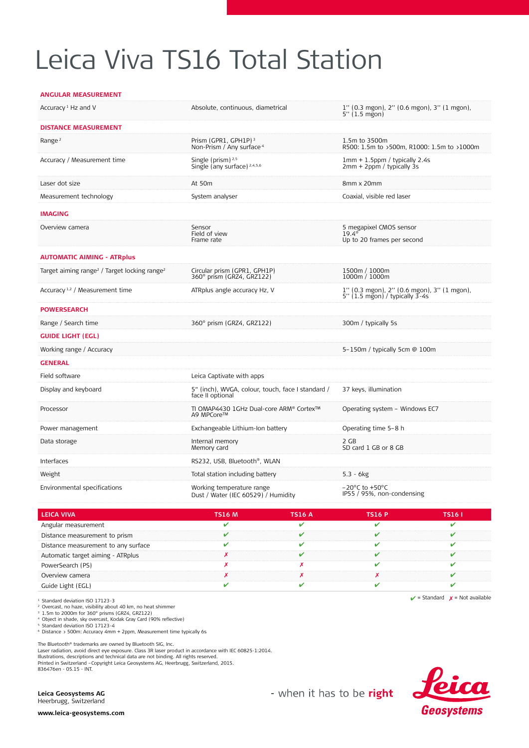# Leica Viva TS16 Total Station

| | | |
|---|---|---|
| **ANGULAR MEASUREMENT** | | |
| Accuracy [1] Hz and V | Absolute, continuous, diametrical | 1'' (0.3 mgon), 2'' (0.6 mgon), 3'' (1 mgon), 5'' (1.5 mgon) |
| **DISTANCE MEASUREMENT** | | |
| Range [2] | Prism (GPR1, GPH1P) [3]<br>Non-Prism / Any surface [4] | 1.5m to 3500m<br>R500: 1.5m to >500m, R1000: 1.5m to >1000m |
| Accuracy / Measurement time | Single (prism) [2,5]<br>Single (any surface) [2,4,5,6] | 1mm + 1.5ppm / typically 2.4s<br>2mm + 2ppm / typically 3s |
| Laser dot size | At 50m | 8mm x 20mm |
| Measurement technology | System analyser | Coaxial, visible red laser |
| **IMAGING** | | |
| Overview camera | Sensor<br>Field of view<br>Frame rate | 5 megapixel CMOS sensor<br>19.4°<br>Up to 20 frames per second |
| **AUTOMATIC AIMING - ATRplus** | | |
| Target aiming range[2] / Target locking range[2] | Circular prism (GPR1, GPH1P)<br>360° prism (GRZ4, GRZ122) | 1500m / 1000m<br>1000m / 1000m |
| Accuracy [1,2] / Measurement time | ATRplus angle accuracy Hz, V | 1'' (0.3 mgon), 2'' (0.6 mgon), 3'' (1 mgon), 5'' (1.5 mgon) / typically 3-4s |
| **POWERSEARCH** | | |
| Range / Search time | 360° prism (GRZ4, GRZ122) | 300m / typically 5s |
| **GUIDE LIGHT (EGL)** | | |
| Working range / Accuracy | | 5–150m / typically 5cm @ 100m |
| **GENERAL** | | |
| Field software | Leica Captivate with apps | |
| Display and keyboard | 5" (inch), WVGA, colour, touch, face I standard / face II optional | 37 keys, illumination |
| Processor | TI OMAP4430 1GHz Dual-core ARM® Cortex™ A9 MPCore™ | Operating system – Windows EC7 |
| Power management | Exchangeable Lithium-Ion battery | Operating time 5–8 h |
| Data storage | Internal memory<br>Memory card | 2 GB<br>SD card 1 GB or 8 GB |
| Interfaces | RS232, USB, Bluetooth®, WLAN | |
| Weight | Total station including battery | 5.3 - 6kg |
| Environmental specifications | Working temperature range<br>Dust / Water (IEC 60529) / Humidity | –20°C to +50°C<br>IP55 / 95%, non-condensing |

| LEICA VIVA | TS16 M | TS16 A | TS16 P | TS16 I |
|---|---|---|---|---|
| Angular measurement | ✔ | ✔ | ✔ | ✔ |
| Distance measurement to prism | ✔ | ✔ | ✔ | ✔ |
| Distance measurement to any surface | ✔ | ✔ | ✔ | ✔ |
| Automatic target aiming - ATRplus | ✗ | ✔ | ✔ | ✔ |
| PowerSearch (PS) | ✗ | ✗ | ✔ | ✔ |
| Overview camera | ✗ | ✗ | ✗ | ✔ |
| Guide Light (EGL) | ✔ | ✔ | ✔ | ✔ |

✔ = Standard ✗ = Not available

[1] Standard deviation ISO 17123-3
[2] Overcast, no haze, visibility about 40 km, no heat shimmer
[3] 1.5m to 2000m for 360° prisms (GRZ4, GRZ122)
[4] Object in shade, sky overcast, Kodak Gray Card (90% reflective)
[5] Standard deviation ISO 17123-4
[6] Distance > 500m: Accuracy 4mm + 2ppm, Measurement time typically 6s

The Bluetooth® trademarks are owned by Bluetooth SIG, Inc.
Laser radiation, avoid direct eye exposure. Class 3R laser product in accordance with IEC 60825-1:2014.
Illustrations, descriptions and technical data are not binding. All rights reserved.
Printed in Switzerland –Copyright Leica Geosystems AG, Heerbrugg, Switzerland, 2015.
836476en - 05.15 - INT.

**Leica Geosystems AG**
Heerbrugg, Switzerland

**www.leica-geosystems.com**

- when it has to be **right**

Leica Geosystems